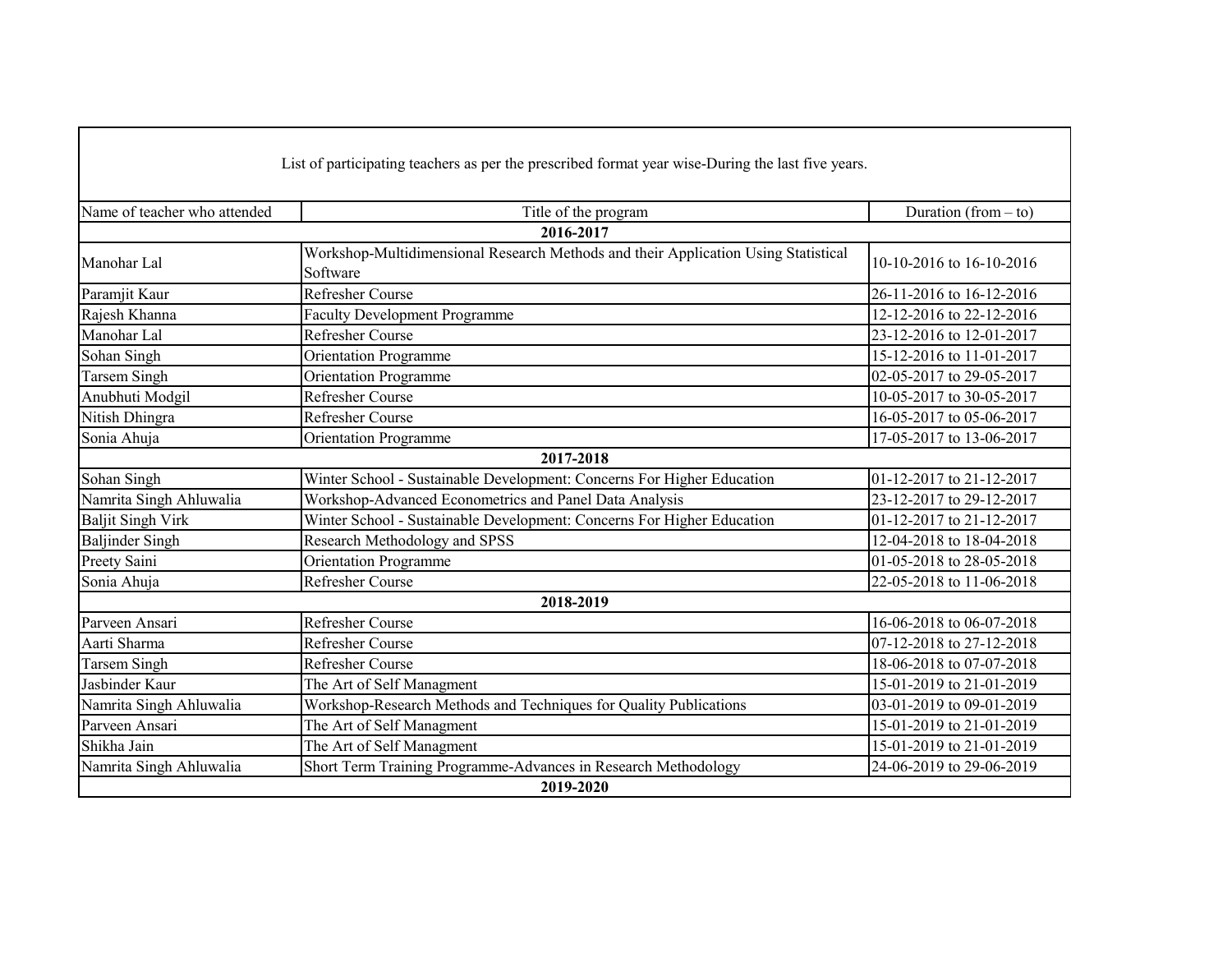| List of participating teachers as per the prescribed format year wise-During the last five years. | | |
|---|---|---|
| Name of teacher who attended | Title of the program | Duration (from – to) |
| **2016-2017** | | |
| Manohar Lal | Workshop-Multidimensional Research Methods and their Application Using Statistical Software | 10-10-2016 to 16-10-2016 |
| Paramjit Kaur | Refresher Course | 26-11-2016 to 16-12-2016 |
| Rajesh Khanna | Faculty Development Programme | 12-12-2016 to 22-12-2016 |
| Manohar Lal | Refresher Course | 23-12-2016 to 12-01-2017 |
| Sohan Singh | Orientation Programme | 15-12-2016 to 11-01-2017 |
| Tarsem Singh | Orientation Programme | 02-05-2017 to 29-05-2017 |
| Anubhuti Modgil | Refresher Course | 10-05-2017 to 30-05-2017 |
| Nitish Dhingra | Refresher Course | 16-05-2017 to 05-06-2017 |
| Sonia Ahuja | Orientation Programme | 17-05-2017 to 13-06-2017 |
| **2017-2018** | | |
| Sohan Singh | Winter School - Sustainable Development: Concerns For Higher Education | 01-12-2017 to 21-12-2017 |
| Namrita Singh Ahluwalia | Workshop-Advanced Econometrics and Panel Data Analysis | 23-12-2017 to 29-12-2017 |
| Baljit Singh Virk | Winter School - Sustainable Development: Concerns For Higher Education | 01-12-2017 to 21-12-2017 |
| Baljinder Singh | Research Methodology and SPSS | 12-04-2018 to 18-04-2018 |
| Preety Saini | Orientation Programme | 01-05-2018 to 28-05-2018 |
| Sonia Ahuja | Refresher Course | 22-05-2018 to 11-06-2018 |
| **2018-2019** | | |
| Parveen Ansari | Refresher Course | 16-06-2018 to 06-07-2018 |
| Aarti Sharma | Refresher Course | 07-12-2018 to 27-12-2018 |
| Tarsem Singh | Refresher Course | 18-06-2018 to 07-07-2018 |
| Jasbinder Kaur | The Art of Self Managment | 15-01-2019 to 21-01-2019 |
| Namrita Singh Ahluwalia | Workshop-Research Methods and Techniques for Quality Publications | 03-01-2019 to 09-01-2019 |
| Parveen Ansari | The Art of Self Managment | 15-01-2019 to 21-01-2019 |
| Shikha Jain | The Art of Self Managment | 15-01-2019 to 21-01-2019 |
| Namrita Singh Ahluwalia | Short Term Training Programme-Advances in Research Methodology | 24-06-2019 to 29-06-2019 |
| **2019-2020** | | |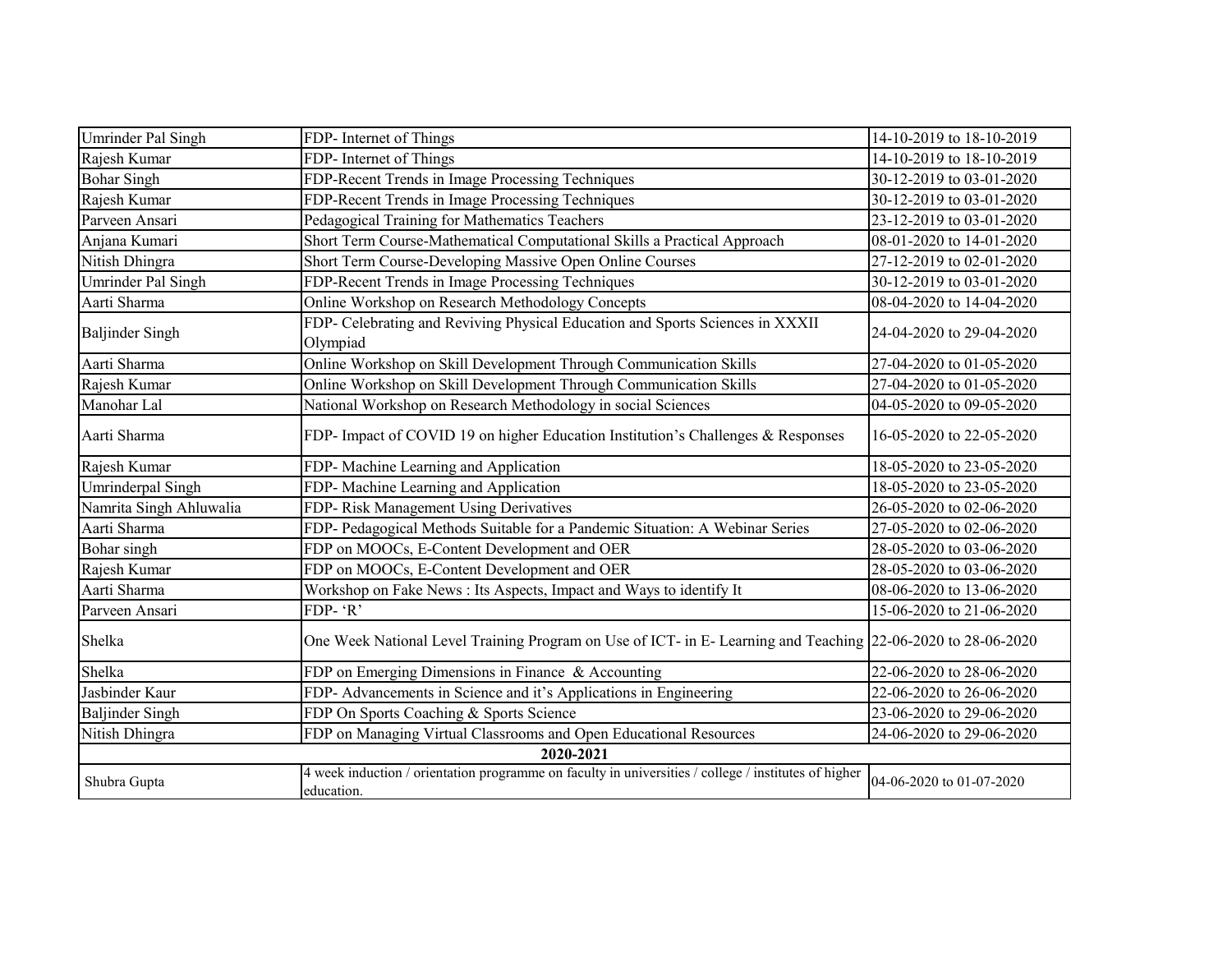| Umrinder Pal Singh | FDP- Internet of Things | 14-10-2019 to 18-10-2019 |
|---|---|---|
| Rajesh Kumar | FDP- Internet of Things | 14-10-2019 to 18-10-2019 |
| Bohar Singh | FDP-Recent Trends in Image Processing Techniques | 30-12-2019 to 03-01-2020 |
| Rajesh Kumar | FDP-Recent Trends in Image Processing Techniques | 30-12-2019 to 03-01-2020 |
| Parveen Ansari | Pedagogical Training for Mathematics Teachers | 23-12-2019 to 03-01-2020 |
| Anjana Kumari | Short Term Course-Mathematical Computational Skills a Practical Approach | 08-01-2020 to 14-01-2020 |
| Nitish Dhingra | Short Term Course-Developing Massive Open Online Courses | 27-12-2019 to 02-01-2020 |
| Umrinder Pal Singh | FDP-Recent Trends in Image Processing Techniques | 30-12-2019 to 03-01-2020 |
| Aarti Sharma | Online Workshop on Research Methodology Concepts | 08-04-2020 to 14-04-2020 |
| Baljinder Singh | FDP- Celebrating and Reviving Physical Education and Sports Sciences in XXXII Olympiad | 24-04-2020 to 29-04-2020 |
| Aarti Sharma | Online Workshop on Skill Development Through Communication Skills | 27-04-2020 to 01-05-2020 |
| Rajesh Kumar | Online Workshop on Skill Development Through Communication Skills | 27-04-2020 to 01-05-2020 |
| Manohar Lal | National Workshop on Research Methodology in social Sciences | 04-05-2020 to 09-05-2020 |
| Aarti Sharma | FDP- Impact of COVID 19 on higher Education Institution's Challenges & Responses | 16-05-2020 to 22-05-2020 |
| Rajesh Kumar | FDP- Machine Learning and Application | 18-05-2020 to 23-05-2020 |
| Umrinderpal Singh | FDP- Machine Learning and Application | 18-05-2020 to 23-05-2020 |
| Namrita Singh Ahluwalia | FDP- Risk Management Using Derivatives | 26-05-2020 to 02-06-2020 |
| Aarti Sharma | FDP- Pedagogical Methods Suitable for a Pandemic Situation: A Webinar Series | 27-05-2020 to 02-06-2020 |
| Bohar singh | FDP on MOOCs, E-Content Development and OER | 28-05-2020 to 03-06-2020 |
| Rajesh Kumar | FDP on MOOCs, E-Content Development and OER | 28-05-2020 to 03-06-2020 |
| Aarti Sharma | Workshop on Fake News : Its Aspects, Impact and Ways to identify It | 08-06-2020 to 13-06-2020 |
| Parveen Ansari | FDP- 'R' | 15-06-2020 to 21-06-2020 |
| Shelka | One Week National Level Training Program on Use of ICT- in E- Learning and Teaching | 22-06-2020 to 28-06-2020 |
| Shelka | FDP on Emerging Dimensions in Finance & Accounting | 22-06-2020 to 28-06-2020 |
| Jasbinder Kaur | FDP- Advancements in Science and it's Applications in Engineering | 22-06-2020 to 26-06-2020 |
| Baljinder Singh | FDP On Sports Coaching & Sports Science | 23-06-2020 to 29-06-2020 |
| Nitish Dhingra | FDP on Managing Virtual Classrooms and Open Educational Resources | 24-06-2020 to 29-06-2020 |
| | **2020-2021** | |
| Shubra Gupta | 4 week induction / orientation programme on faculty in universities / college / institutes of higher education. | 04-06-2020 to 01-07-2020 |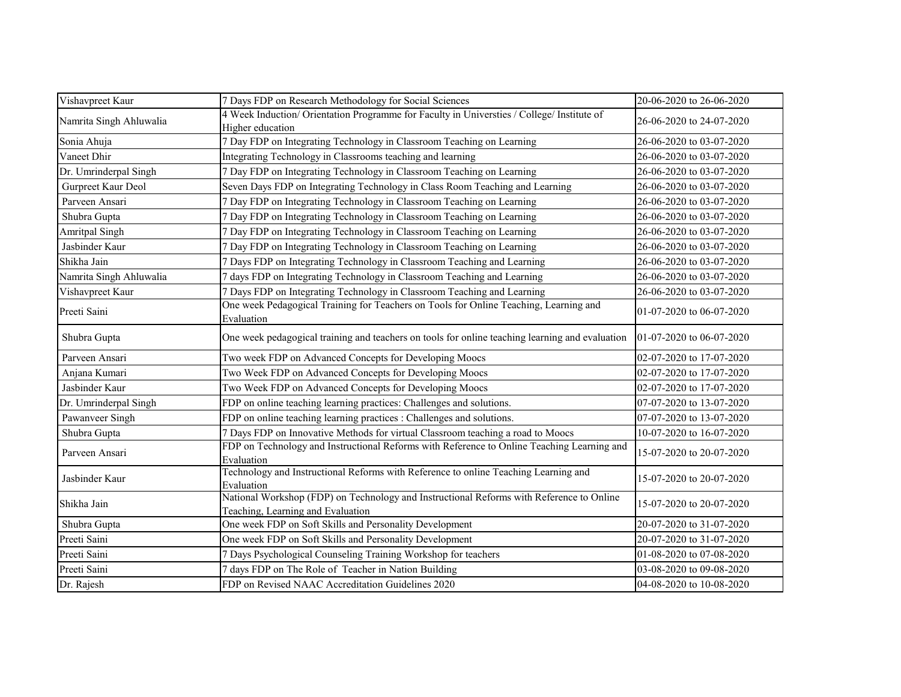| Vishavpreet Kaur | 7 Days FDP on Research Methodology for Social Sciences | 20-06-2020 to 26-06-2020 |
|---|---|---|
| Namrita Singh Ahluwalia | 4 Week Induction/ Orientation Programme for Faculty in Universties / College/ Institute of Higher education | 26-06-2020 to 24-07-2020 |
| Sonia Ahuja | 7 Day FDP on Integrating Technology in Classroom Teaching on Learning | 26-06-2020 to 03-07-2020 |
| Vaneet Dhir | Integrating Technology in Classrooms teaching and learning | 26-06-2020 to 03-07-2020 |
| Dr. Umrinderpal Singh | 7 Day FDP on Integrating Technology in Classroom Teaching on Learning | 26-06-2020 to 03-07-2020 |
| Gurpreet Kaur Deol | Seven Days FDP on Integrating Technology in Class Room Teaching and Learning | 26-06-2020 to 03-07-2020 |
| Parveen Ansari | 7 Day FDP on Integrating Technology in Classroom Teaching on Learning | 26-06-2020 to 03-07-2020 |
| Shubra Gupta | 7 Day FDP on Integrating Technology in Classroom Teaching on Learning | 26-06-2020 to 03-07-2020 |
| Amritpal Singh | 7 Day FDP on Integrating Technology in Classroom Teaching on Learning | 26-06-2020 to 03-07-2020 |
| Jasbinder Kaur | 7 Day FDP on Integrating Technology in Classroom Teaching on Learning | 26-06-2020 to 03-07-2020 |
| Shikha Jain | 7 Days FDP on Integrating Technology in Classroom Teaching and Learning | 26-06-2020 to 03-07-2020 |
| Namrita Singh Ahluwalia | 7 days FDP on Integrating Technology in Classroom Teaching and Learning | 26-06-2020 to 03-07-2020 |
| Vishavpreet Kaur | 7 Days FDP on Integrating Technology in Classroom Teaching and Learning | 26-06-2020 to 03-07-2020 |
| Preeti Saini | One week Pedagogical Training for Teachers on Tools for Online Teaching, Learning and Evaluation | 01-07-2020 to 06-07-2020 |
| Shubra Gupta | One week pedagogical training and teachers on tools for online teaching learning and evaluation | 01-07-2020 to 06-07-2020 |
| Parveen Ansari | Two week FDP on Advanced Concepts for Developing Moocs | 02-07-2020 to 17-07-2020 |
| Anjana Kumari | Two Week FDP on Advanced Concepts for Developing Moocs | 02-07-2020 to 17-07-2020 |
| Jasbinder Kaur | Two Week FDP on Advanced Concepts for Developing Moocs | 02-07-2020 to 17-07-2020 |
| Dr. Umrinderpal Singh | FDP on online teaching learning practices: Challenges and solutions. | 07-07-2020 to 13-07-2020 |
| Pawanveer Singh | FDP on online teaching learning practices : Challenges and solutions. | 07-07-2020 to 13-07-2020 |
| Shubra Gupta | 7 Days FDP on Innovative Methods for virtual Classroom teaching a road to Moocs | 10-07-2020 to 16-07-2020 |
| Parveen Ansari | FDP on Technology and Instructional Reforms with Reference to Online Teaching Learning and Evaluation | 15-07-2020 to 20-07-2020 |
| Jasbinder Kaur | Technology and Instructional Reforms with Reference to online Teaching Learning and Evaluation | 15-07-2020 to 20-07-2020 |
| Shikha Jain | National Workshop (FDP) on Technology and Instructional Reforms with Reference to Online Teaching, Learning and Evaluation | 15-07-2020 to 20-07-2020 |
| Shubra Gupta | One week FDP on Soft Skills and Personality Development | 20-07-2020 to 31-07-2020 |
| Preeti Saini | One week FDP on Soft Skills and Personality Development | 20-07-2020 to 31-07-2020 |
| Preeti Saini | 7 Days Psychological Counseling Training Workshop for teachers | 01-08-2020 to 07-08-2020 |
| Preeti Saini | 7 days FDP on The Role of Teacher in Nation Building | 03-08-2020 to 09-08-2020 |
| Dr. Rajesh | FDP on Revised NAAC Accreditation Guidelines 2020 | 04-08-2020 to 10-08-2020 |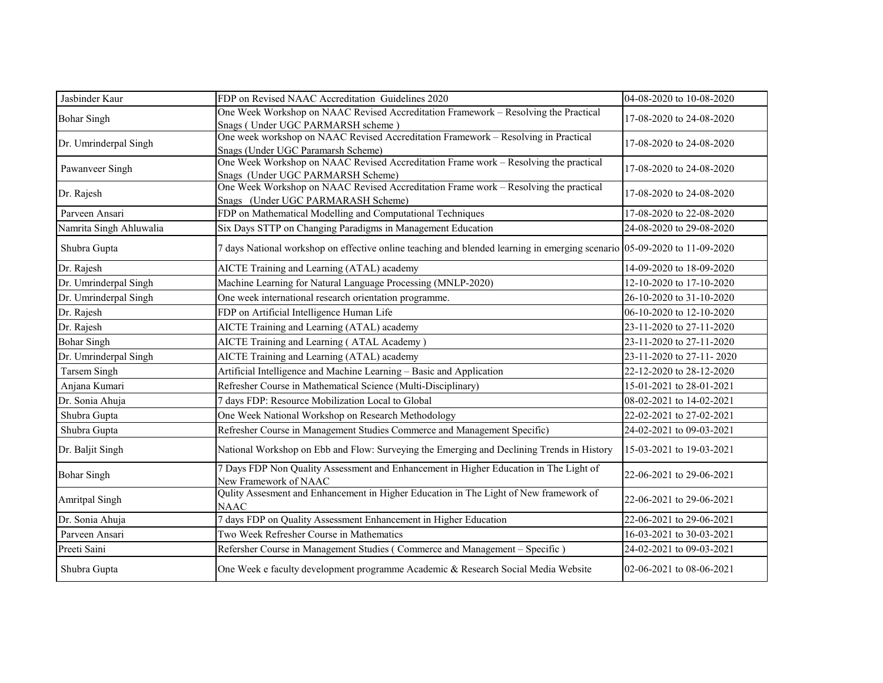| Jasbinder Kaur | FDP on Revised NAAC Accreditation Guidelines 2020 | 04-08-2020 to 10-08-2020 |
|---|---|---|
| Bohar Singh | One Week Workshop on NAAC Revised Accreditation Framework – Resolving the Practical Snags ( Under UGC PARMARSH scheme ) | 17-08-2020 to 24-08-2020 |
| Dr. Umrinderpal Singh | One week workshop on NAAC Revised Accreditation Framework – Resolving in Practical Snags (Under UGC Paramarsh Scheme) | 17-08-2020 to 24-08-2020 |
| Pawanveer Singh | One Week Workshop on NAAC Revised Accreditation Frame work – Resolving the practical Snags (Under UGC PARMARSH Scheme) | 17-08-2020 to 24-08-2020 |
| Dr. Rajesh | One Week Workshop on NAAC Revised Accreditation Frame work – Resolving the practical Snags (Under UGC PARMARASH Scheme) | 17-08-2020 to 24-08-2020 |
| Parveen Ansari | FDP on Mathematical Modelling and Computational Techniques | 17-08-2020 to 22-08-2020 |
| Namrita Singh Ahluwalia | Six Days STTP on Changing Paradigms in Management Education | 24-08-2020 to 29-08-2020 |
| Shubra Gupta | 7 days National workshop on effective online teaching and blended learning in emerging scenario | 05-09-2020 to 11-09-2020 |
| Dr. Rajesh | AICTE Training and Learning (ATAL) academy | 14-09-2020 to 18-09-2020 |
| Dr. Umrinderpal Singh | Machine Learning for Natural Language Processing (MNLP-2020) | 12-10-2020 to 17-10-2020 |
| Dr. Umrinderpal Singh | One week international research orientation programme. | 26-10-2020 to 31-10-2020 |
| Dr. Rajesh | FDP on Artificial Intelligence Human Life | 06-10-2020 to 12-10-2020 |
| Dr. Rajesh | AICTE Training and Learning (ATAL) academy | 23-11-2020 to 27-11-2020 |
| Bohar Singh | AICTE Training and Learning ( ATAL Academy ) | 23-11-2020 to 27-11-2020 |
| Dr. Umrinderpal Singh | AICTE Training and Learning (ATAL) academy | 23-11-2020 to 27-11- 2020 |
| Tarsem Singh | Artificial Intelligence and Machine Learning – Basic and Application | 22-12-2020 to 28-12-2020 |
| Anjana Kumari | Refresher Course in Mathematical Science (Multi-Disciplinary) | 15-01-2021 to 28-01-2021 |
| Dr. Sonia Ahuja | 7 days FDP: Resource Mobilization Local to Global | 08-02-2021 to 14-02-2021 |
| Shubra Gupta | One Week National Workshop on Research Methodology | 22-02-2021 to 27-02-2021 |
| Shubra Gupta | Refresher Course in Management Studies Commerce and Management Specific) | 24-02-2021 to 09-03-2021 |
| Dr. Baljit Singh | National Workshop on Ebb and Flow: Surveying the Emerging and Declining Trends in History | 15-03-2021 to 19-03-2021 |
| Bohar Singh | 7 Days FDP Non Quality Assessment and Enhancement in Higher Education in The Light of New Framework of NAAC | 22-06-2021 to 29-06-2021 |
| Amritpal Singh | Qulity Assesment and Enhancement in Higher Education in The Light of New framework of NAAC | 22-06-2021 to 29-06-2021 |
| Dr. Sonia Ahuja | 7 days FDP on Quality Assessment Enhancement in Higher Education | 22-06-2021 to 29-06-2021 |
| Parveen Ansari | Two Week Refresher Course in Mathematics | 16-03-2021 to 30-03-2021 |
| Preeti Saini | Refersher Course in Management Studies ( Commerce and Management – Specific ) | 24-02-2021 to 09-03-2021 |
| Shubra Gupta | One Week e faculty development programme Academic & Research Social Media Website | 02-06-2021 to 08-06-2021 |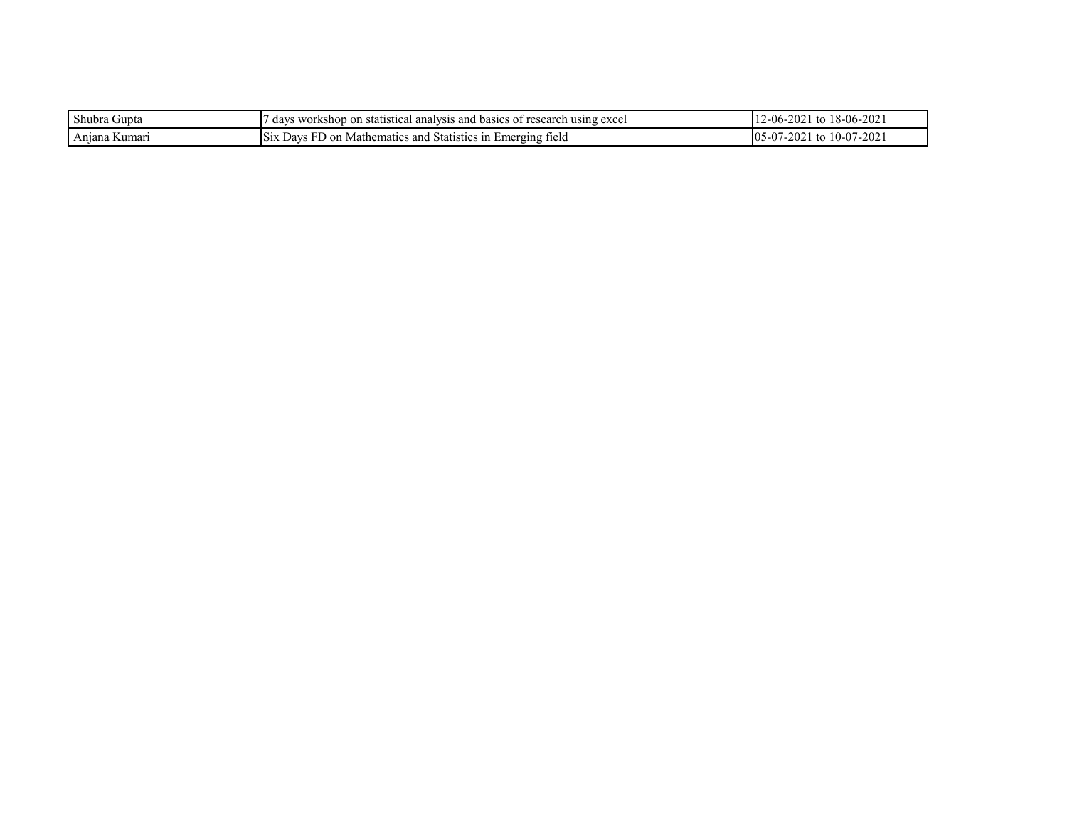| | | |
|---|---|---|
| Shubra Gupta | 7 days workshop on statistical analysis and basics of research using excel | 12-06-2021 to 18-06-2021 |
| Anjana Kumari | Six Days FD on Mathematics and Statistics in Emerging field | 05-07-2021 to 10-07-2021 |